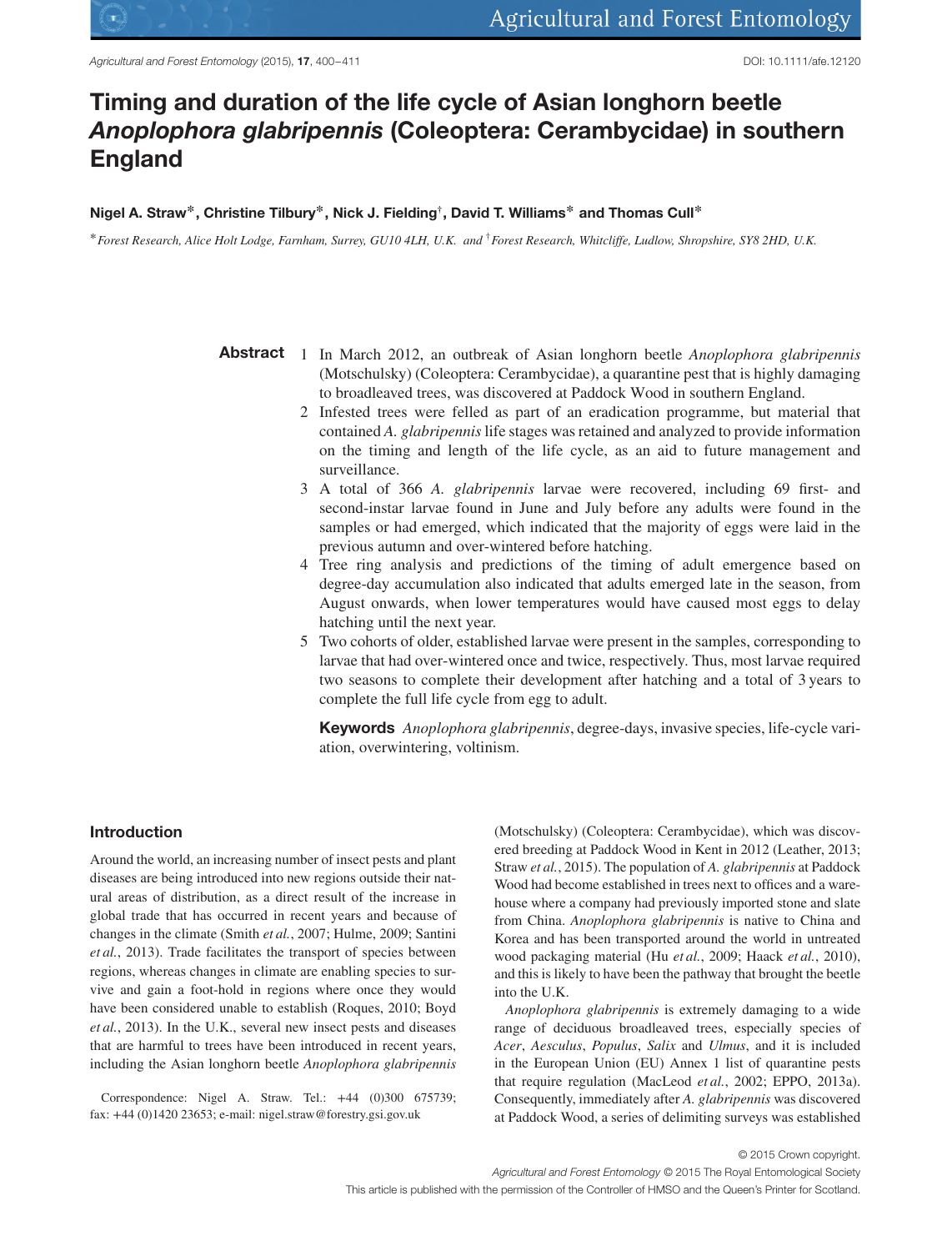# Timing and duration of the life cycle of Asian longhorn beetle *Anoplophora glabripennis* (Coleoptera: Cerambycidae) in southern England

**Nigel A. Straw\*, Christine Tilbury\*, Nick J. Fielding†, David T. Williams\* and Thomas Cull\***

\**Forest Research, Alice Holt Lodge, Farnham, Surrey, GU10 4LH, U.K.* and †*Forest Research, Whitcliffe, Ludlow, Shropshire, SY8 2HD, U.K.*

**Abstract**

1. In March 2012, an outbreak of Asian longhorn beetle *Anoplophora glabripennis* (Motschulsky) (Coleoptera: Cerambycidae), a quarantine pest that is highly damaging to broadleaved trees, was discovered at Paddock Wood in southern England.
2. Infested trees were felled as part of an eradication programme, but material that contained *A. glabripennis* life stages was retained and analyzed to provide information on the timing and length of the life cycle, as an aid to future management and surveillance.
3. A total of 366 *A. glabripennis* larvae were recovered, including 69 first- and second-instar larvae found in June and July before any adults were found in the samples or had emerged, which indicated that the majority of eggs were laid in the previous autumn and over-wintered before hatching.
4. Tree ring analysis and predictions of the timing of adult emergence based on degree-day accumulation also indicated that adults emerged late in the season, from August onwards, when lower temperatures would have caused most eggs to delay hatching until the next year.
5. Two cohorts of older, established larvae were present in the samples, corresponding to larvae that had over-wintered once and twice, respectively. Thus, most larvae required two seasons to complete their development after hatching and a total of 3 years to complete the full life cycle from egg to adult.

**Keywords** *Anoplophora glabripennis*, degree-days, invasive species, life-cycle variation, overwintering, voltinism.

## Introduction

Around the world, an increasing number of insect pests and plant diseases are being introduced into new regions outside their natural areas of distribution, as a direct result of the increase in global trade that has occurred in recent years and because of changes in the climate (Smith *et al.*, 2007; Hulme, 2009; Santini *et al.*, 2013). Trade facilitates the transport of species between regions, whereas changes in climate are enabling species to survive and gain a foot-hold in regions where once they would have been considered unable to establish (Roques, 2010; Boyd *et al.*, 2013). In the U.K., several new insect pests and diseases that are harmful to trees have been introduced in recent years, including the Asian longhorn beetle *Anoplophora glabripennis* (Motschulsky) (Coleoptera: Cerambycidae), which was discovered breeding at Paddock Wood in Kent in 2012 (Leather, 2013; Straw *et al.*, 2015). The population of *A. glabripennis* at Paddock Wood had become established in trees next to offices and a warehouse where a company had previously imported stone and slate from China. *Anoplophora glabripennis* is native to China and Korea and has been transported around the world in untreated wood packaging material (Hu *et al.*, 2009; Haack *et al.*, 2010), and this is likely to have been the pathway that brought the beetle into the U.K.

*Anoplophora glabripennis* is extremely damaging to a wide range of deciduous broadleaved trees, especially species of *Acer*, *Aesculus*, *Populus*, *Salix* and *Ulmus*, and it is included in the European Union (EU) Annex 1 list of quarantine pests that require regulation (MacLeod *et al.*, 2002; EPPO, 2013a). Consequently, immediately after *A. glabripennis* was discovered at Paddock Wood, a series of delimiting surveys was established

Correspondence: Nigel A. Straw. Tel.: +44 (0)300 675739; fax: +44 (0)1420 23653; e-mail: nigel.straw@forestry.gsi.gov.uk

© 2015 Crown copyright.
*Agricultural and Forest Entomology* © 2015 The Royal Entomological Society
This article is published with the permission of the Controller of HMSO and the Queen's Printer for Scotland.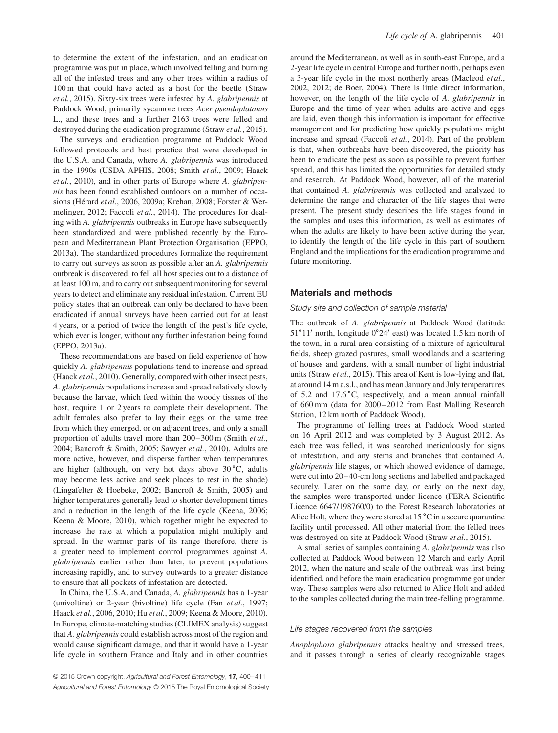to determine the extent of the infestation, and an eradication programme was put in place, which involved felling and burning all of the infested trees and any other trees within a radius of 100 m that could have acted as a host for the beetle (Straw *et al.*, 2015). Sixty-six trees were infested by *A. glabripennis* at Paddock Wood, primarily sycamore trees *Acer pseudoplatanus* L., and these trees and a further 2163 trees were felled and destroyed during the eradication programme (Straw *et al.*, 2015).

The surveys and eradication programme at Paddock Wood followed protocols and best practice that were developed in the U.S.A. and Canada, where *A. glabripennis* was introduced in the 1990s (USDA APHIS, 2008; Smith *et al.*, 2009; Haack *et al.*, 2010), and in other parts of Europe where *A. glabripennis* has been found established outdoors on a number of occasions (Hérard *et al.*, 2006, 2009a; Krehan, 2008; Forster & Wermelinger, 2012; Faccoli *et al.*, 2014). The procedures for dealing with *A. glabripennis* outbreaks in Europe have subsequently been standardized and were published recently by the European and Mediterranean Plant Protection Organisation (EPPO, 2013a). The standardized procedures formalize the requirement to carry out surveys as soon as possible after an *A. glabripennis* outbreak is discovered, to fell all host species out to a distance of at least 100 m, and to carry out subsequent monitoring for several years to detect and eliminate any residual infestation. Current EU policy states that an outbreak can only be declared to have been eradicated if annual surveys have been carried out for at least 4 years, or a period of twice the length of the pest's life cycle, which ever is longer, without any further infestation being found (EPPO, 2013a).

These recommendations are based on field experience of how quickly *A. glabripennis* populations tend to increase and spread (Haack *et al.*, 2010). Generally, compared with other insect pests, *A. glabripennis* populations increase and spread relatively slowly because the larvae, which feed within the woody tissues of the host, require 1 or 2 years to complete their development. The adult females also prefer to lay their eggs on the same tree from which they emerged, or on adjacent trees, and only a small proportion of adults travel more than 200–300 m (Smith *et al.*, 2004; Bancroft & Smith, 2005; Sawyer *et al.*, 2010). Adults are more active, however, and disperse farther when temperatures are higher (although, on very hot days above 30 °C, adults may become less active and seek places to rest in the shade) (Lingafelter & Hoebeke, 2002; Bancroft & Smith, 2005) and higher temperatures generally lead to shorter development times and a reduction in the length of the life cycle (Keena, 2006; Keena & Moore, 2010), which together might be expected to increase the rate at which a population might multiply and spread. In the warmer parts of its range therefore, there is a greater need to implement control programmes against *A. glabripennis* earlier rather than later, to prevent populations increasing rapidly, and to survey outwards to a greater distance to ensure that all pockets of infestation are detected.

In China, the U.S.A. and Canada, *A. glabripennis* has a 1-year (univoltine) or 2-year (bivoltine) life cycle (Fan *et al.*, 1997; Haack *et al.*, 2006, 2010; Hu *et al.*, 2009; Keena & Moore, 2010). In Europe, climate-matching studies (CLIMEX analysis) suggest that *A. glabripennis* could establish across most of the region and would cause significant damage, and that it would have a 1-year life cycle in southern France and Italy and in other countries around the Mediterranean, as well as in south-east Europe, and a 2-year life cycle in central Europe and further north, perhaps even a 3-year life cycle in the most northerly areas (Macleod *et al.*, 2002, 2012; de Boer, 2004). There is little direct information, however, on the length of the life cycle of *A. glabripennis* in Europe and the time of year when adults are active and eggs are laid, even though this information is important for effective management and for predicting how quickly populations might increase and spread (Faccoli *et al.*, 2014). Part of the problem is that, when outbreaks have been discovered, the priority has been to eradicate the pest as soon as possible to prevent further spread, and this has limited the opportunities for detailed study and research. At Paddock Wood, however, all of the material that contained *A. glabripennis* was collected and analyzed to determine the range and character of the life stages that were present. The present study describes the life stages found in the samples and uses this information, as well as estimates of when the adults are likely to have been active during the year, to identify the length of the life cycle in this part of southern England and the implications for the eradication programme and future monitoring.

## Materials and methods

### Study site and collection of sample material

The outbreak of *A. glabripennis* at Paddock Wood (latitude 51°11′ north, longitude 0°24′ east) was located 1.5 km north of the town, in a rural area consisting of a mixture of agricultural fields, sheep grazed pastures, small woodlands and a scattering of houses and gardens, with a small number of light industrial units (Straw *et al.*, 2015). This area of Kent is low-lying and flat, at around 14 m a.s.l., and has mean January and July temperatures of 5.2 and 17.6 °C, respectively, and a mean annual rainfall of 660 mm (data for 2000–2012 from East Malling Research Station, 12 km north of Paddock Wood).

The programme of felling trees at Paddock Wood started on 16 April 2012 and was completed by 3 August 2012. As each tree was felled, it was searched meticulously for signs of infestation, and any stems and branches that contained *A. glabripennis* life stages, or which showed evidence of damage, were cut into 20–40-cm long sections and labelled and packaged securely. Later on the same day, or early on the next day, the samples were transported under licence (FERA Scientific Licence 6647/198760/0) to the Forest Research laboratories at Alice Holt, where they were stored at 15 °C in a secure quarantine facility until processed. All other material from the felled trees was destroyed on site at Paddock Wood (Straw *et al.*, 2015).

A small series of samples containing *A. glabripennis* was also collected at Paddock Wood between 12 March and early April 2012, when the nature and scale of the outbreak was first being identified, and before the main eradication programme got under way. These samples were also returned to Alice Holt and added to the samples collected during the main tree-felling programme.

### Life stages recovered from the samples

*Anoplophora glabripennis* attacks healthy and stressed trees, and it passes through a series of clearly recognizable stages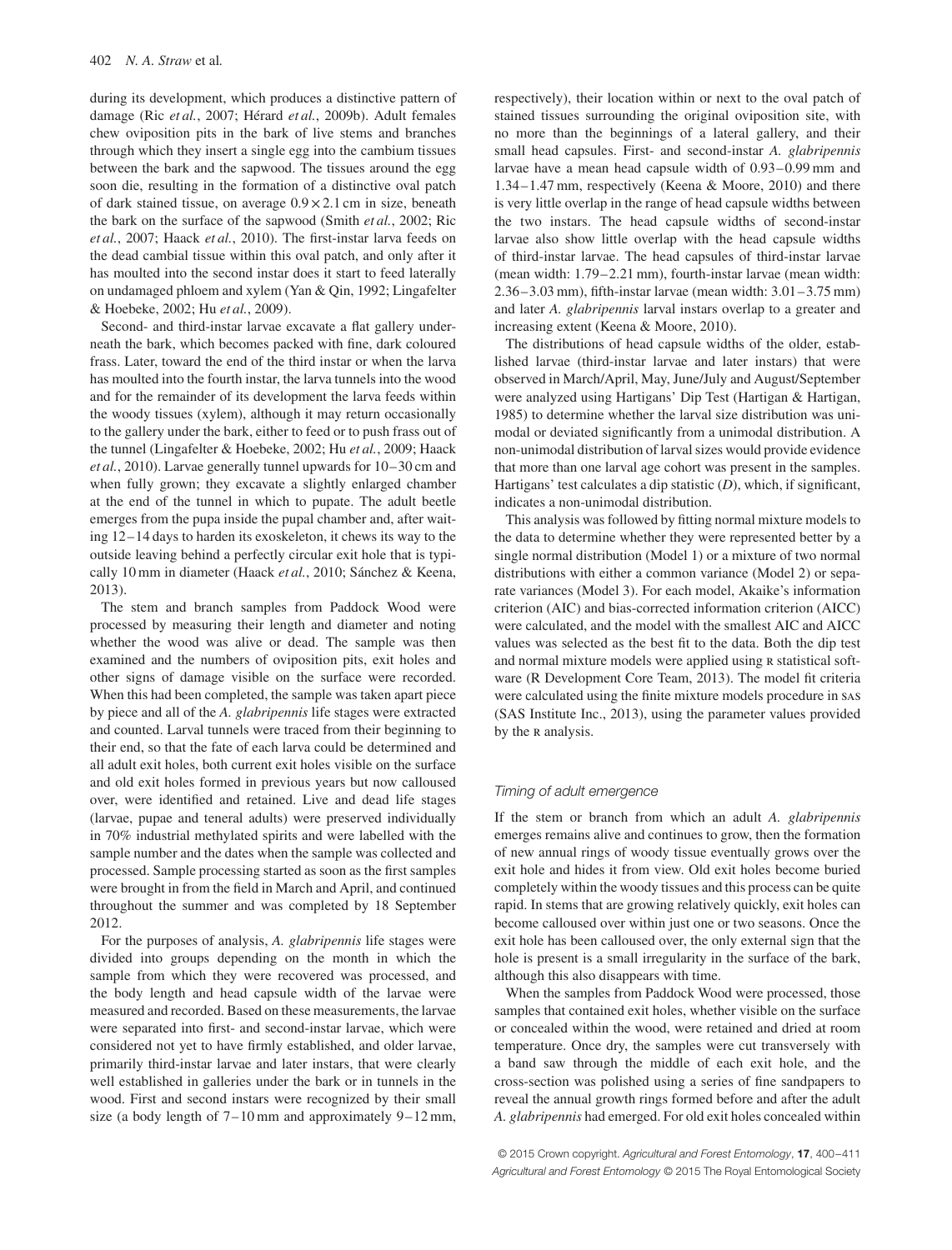during its development, which produces a distinctive pattern of damage (Ric *et al.*, 2007; Hérard *et al.*, 2009b). Adult females chew oviposition pits in the bark of live stems and branches through which they insert a single egg into the cambium tissues between the bark and the sapwood. The tissues around the egg soon die, resulting in the formation of a distinctive oval patch of dark stained tissue, on average $0.9 \times 2.1$ cm in size, beneath the bark on the surface of the sapwood (Smith *et al.*, 2002; Ric *et al.*, 2007; Haack *et al.*, 2010). The first-instar larva feeds on the dead cambial tissue within this oval patch, and only after it has moulted into the second instar does it start to feed laterally on undamaged phloem and xylem (Yan & Qin, 1992; Lingafelter & Hoebeke, 2002; Hu *et al.*, 2009).

Second- and third-instar larvae excavate a flat gallery underneath the bark, which becomes packed with fine, dark coloured frass. Later, toward the end of the third instar or when the larva has moulted into the fourth instar, the larva tunnels into the wood and for the remainder of its development the larva feeds within the woody tissues (xylem), although it may return occasionally to the gallery under the bark, either to feed or to push frass out of the tunnel (Lingafelter & Hoebeke, 2002; Hu *et al.*, 2009; Haack *et al.*, 2010). Larvae generally tunnel upwards for 10–30 cm and when fully grown; they excavate a slightly enlarged chamber at the end of the tunnel in which to pupate. The adult beetle emerges from the pupa inside the pupal chamber and, after waiting 12–14 days to harden its exoskeleton, it chews its way to the outside leaving behind a perfectly circular exit hole that is typically 10 mm in diameter (Haack *et al.*, 2010; Sánchez & Keena, 2013).

The stem and branch samples from Paddock Wood were processed by measuring their length and diameter and noting whether the wood was alive or dead. The sample was then examined and the numbers of oviposition pits, exit holes and other signs of damage visible on the surface were recorded. When this had been completed, the sample was taken apart piece by piece and all of the *A. glabripennis* life stages were extracted and counted. Larval tunnels were traced from their beginning to their end, so that the fate of each larva could be determined and all adult exit holes, both current exit holes visible on the surface and old exit holes formed in previous years but now calloused over, were identified and retained. Live and dead life stages (larvae, pupae and teneral adults) were preserved individually in 70% industrial methylated spirits and were labelled with the sample number and the dates when the sample was collected and processed. Sample processing started as soon as the first samples were brought in from the field in March and April, and continued throughout the summer and was completed by 18 September 2012.

For the purposes of analysis, *A. glabripennis* life stages were divided into groups depending on the month in which the sample from which they were recovered was processed, and the body length and head capsule width of the larvae were measured and recorded. Based on these measurements, the larvae were separated into first- and second-instar larvae, which were considered not yet to have firmly established, and older larvae, primarily third-instar larvae and later instars, that were clearly well established in galleries under the bark or in tunnels in the wood. First and second instars were recognized by their small size (a body length of 7–10 mm and approximately 9–12 mm, respectively), their location within or next to the oval patch of stained tissues surrounding the original oviposition site, with no more than the beginnings of a lateral gallery, and their small head capsules. First- and second-instar *A. glabripennis* larvae have a mean head capsule width of 0.93–0.99 mm and 1.34–1.47 mm, respectively (Keena & Moore, 2010) and there is very little overlap in the range of head capsule widths between the two instars. The head capsule widths of second-instar larvae also show little overlap with the head capsule widths of third-instar larvae. The head capsules of third-instar larvae (mean width: 1.79–2.21 mm), fourth-instar larvae (mean width: 2.36–3.03 mm), fifth-instar larvae (mean width: 3.01–3.75 mm) and later *A. glabripennis* larval instars overlap to a greater and increasing extent (Keena & Moore, 2010).

The distributions of head capsule widths of the older, established larvae (third-instar larvae and later instars) that were observed in March/April, May, June/July and August/September were analyzed using Hartigans' Dip Test (Hartigan & Hartigan, 1985) to determine whether the larval size distribution was unimodal or deviated significantly from a unimodal distribution. A non-unimodal distribution of larval sizes would provide evidence that more than one larval age cohort was present in the samples. Hartigans' test calculates a dip statistic ($D$), which, if significant, indicates a non-unimodal distribution.

This analysis was followed by fitting normal mixture models to the data to determine whether they were represented better by a single normal distribution (Model 1) or a mixture of two normal distributions with either a common variance (Model 2) or separate variances (Model 3). For each model, Akaike's information criterion (AIC) and bias-corrected information criterion (AICC) were calculated, and the model with the smallest AIC and AICC values was selected as the best fit to the data. Both the dip test and normal mixture models were applied using R statistical software (R Development Core Team, 2013). The model fit criteria were calculated using the finite mixture models procedure in SAS (SAS Institute Inc., 2013), using the parameter values provided by the R analysis.

### *Timing of adult emergence*

If the stem or branch from which an adult *A. glabripennis* emerges remains alive and continues to grow, then the formation of new annual rings of woody tissue eventually grows over the exit hole and hides it from view. Old exit holes become buried completely within the woody tissues and this process can be quite rapid. In stems that are growing relatively quickly, exit holes can become calloused over within just one or two seasons. Once the exit hole has been calloused over, the only external sign that the hole is present is a small irregularity in the surface of the bark, although this also disappears with time.

When the samples from Paddock Wood were processed, those samples that contained exit holes, whether visible on the surface or concealed within the wood, were retained and dried at room temperature. Once dry, the samples were cut transversely with a band saw through the middle of each exit hole, and the cross-section was polished using a series of fine sandpapers to reveal the annual growth rings formed before and after the adult *A. glabripennis* had emerged. For old exit holes concealed within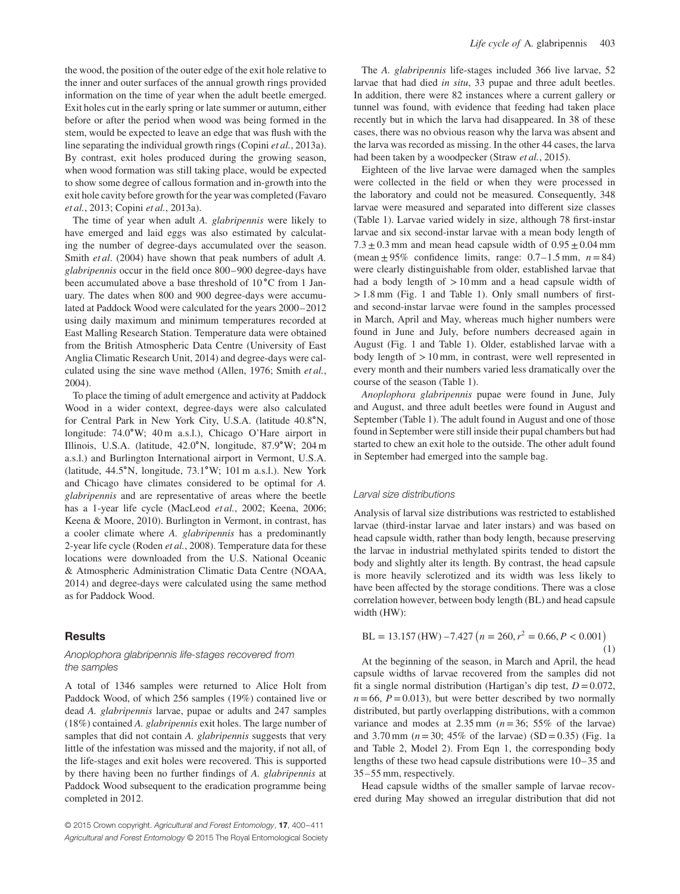the wood, the position of the outer edge of the exit hole relative to the inner and outer surfaces of the annual growth rings provided information on the time of year when the adult beetle emerged. Exit holes cut in the early spring or late summer or autumn, either before or after the period when wood was being formed in the stem, would be expected to leave an edge that was flush with the line separating the individual growth rings (Copini *et al.*, 2013a). By contrast, exit holes produced during the growing season, when wood formation was still taking place, would be expected to show some degree of callous formation and in-growth into the exit hole cavity before growth for the year was completed (Favaro *et al.*, 2013; Copini *et al.*, 2013a).

The time of year when adult *A. glabripennis* were likely to have emerged and laid eggs was also estimated by calculating the number of degree-days accumulated over the season. Smith *et al*. (2004) have shown that peak numbers of adult *A. glabripennis* occur in the field once 800–900 degree-days have been accumulated above a base threshold of 10 °C from 1 January. The dates when 800 and 900 degree-days were accumulated at Paddock Wood were calculated for the years 2000–2012 using daily maximum and minimum temperatures recorded at East Malling Research Station. Temperature data were obtained from the British Atmospheric Data Centre (University of East Anglia Climatic Research Unit, 2014) and degree-days were calculated using the sine wave method (Allen, 1976; Smith *et al.*, 2004).

To place the timing of adult emergence and activity at Paddock Wood in a wider context, degree-days were also calculated for Central Park in New York City, U.S.A. (latitude 40.8°N, longitude: 74.0°W; 40 m a.s.l.), Chicago O'Hare airport in Illinois, U.S.A. (latitude, 42.0°N, longitude, 87.9°W; 204 m a.s.l.) and Burlington International airport in Vermont, U.S.A. (latitude, 44.5°N, longitude, 73.1°W; 101 m a.s.l.). New York and Chicago have climates considered to be optimal for *A. glabripennis* and are representative of areas where the beetle has a 1-year life cycle (MacLeod *et al.*, 2002; Keena, 2006; Keena & Moore, 2010). Burlington in Vermont, in contrast, has a cooler climate where *A. glabripennis* has a predominantly 2-year life cycle (Roden *et al.*, 2008). Temperature data for these locations were downloaded from the U.S. National Oceanic & Atmospheric Administration Climatic Data Centre (NOAA, 2014) and degree-days were calculated using the same method as for Paddock Wood.

## Results

### *Anoplophora glabripennis* life-stages recovered from the samples

A total of 1346 samples were returned to Alice Holt from Paddock Wood, of which 256 samples (19%) contained live or dead *A. glabripennis* larvae, pupae or adults and 247 samples (18%) contained *A. glabripennis* exit holes. The large number of samples that did not contain *A. glabripennis* suggests that very little of the infestation was missed and the majority, if not all, of the life-stages and exit holes were recovered. This is supported by there having been no further findings of *A. glabripennis* at Paddock Wood subsequent to the eradication programme being completed in 2012.

The *A. glabripennis* life-stages included 366 live larvae, 52 larvae that had died *in situ*, 33 pupae and three adult beetles. In addition, there were 82 instances where a current gallery or tunnel was found, with evidence that feeding had taken place recently but in which the larva had disappeared. In 38 of these cases, there was no obvious reason why the larva was absent and the larva was recorded as missing. In the other 44 cases, the larva had been taken by a woodpecker (Straw *et al.*, 2015).

Eighteen of the live larvae were damaged when the samples were collected in the field or when they were processed in the laboratory and could not be measured. Consequently, 348 larvae were measured and separated into different size classes (Table 1). Larvae varied widely in size, although 78 first-instar larvae and six second-instar larvae with a mean body length of $7.3 \pm 0.3$ mm and mean head capsule width of $0.95 \pm 0.04$ mm (mean ± 95% confidence limits, range: 0.7–1.5 mm, $n = 84$) were clearly distinguishable from older, established larvae that had a body length of $> 10$ mm and a head capsule width of $> 1.8$ mm (Fig. 1 and Table 1). Only small numbers of first- and second-instar larvae were found in the samples processed in March, April and May, whereas much higher numbers were found in June and July, before numbers decreased again in August (Fig. 1 and Table 1). Older, established larvae with a body length of $> 10$ mm, in contrast, were well represented in every month and their numbers varied less dramatically over the course of the season (Table 1).

*Anoplophora glabripennis* pupae were found in June, July and August, and three adult beetles were found in August and September (Table 1). The adult found in August and one of those found in September were still inside their pupal chambers but had started to chew an exit hole to the outside. The other adult found in September had emerged into the sample bag.

### Larval size distributions

Analysis of larval size distributions was restricted to established larvae (third-instar larvae and later instars) and was based on head capsule width, rather than body length, because preserving the larvae in industrial methylated spirits tended to distort the body and slightly alter its length. By contrast, the head capsule is more heavily sclerotized and its width was less likely to have been affected by the storage conditions. There was a close correlation however, between body length (BL) and head capsule width (HW):

$$\text{BL} = 13.157\,(\text{HW}) - 7.427 \quad (n = 260, r^2 = 0.66, P < 0.001) \tag{1}$$

At the beginning of the season, in March and April, the head capsule widths of larvae recovered from the samples did not fit a single normal distribution (Hartigan's dip test, $D = 0.072$, $n = 66$, $P = 0.013$), but were better described by two normally distributed, but partly overlapping distributions, with a common variance and modes at 2.35 mm ($n = 36$; 55% of the larvae) and 3.70 mm ($n = 30$; 45% of the larvae) (SD = 0.35) (Fig. 1a and Table 2, Model 2). From Eqn 1, the corresponding body lengths of these two head capsule distributions were 10–35 and 35–55 mm, respectively.

Head capsule widths of the smaller sample of larvae recovered during May showed an irregular distribution that did not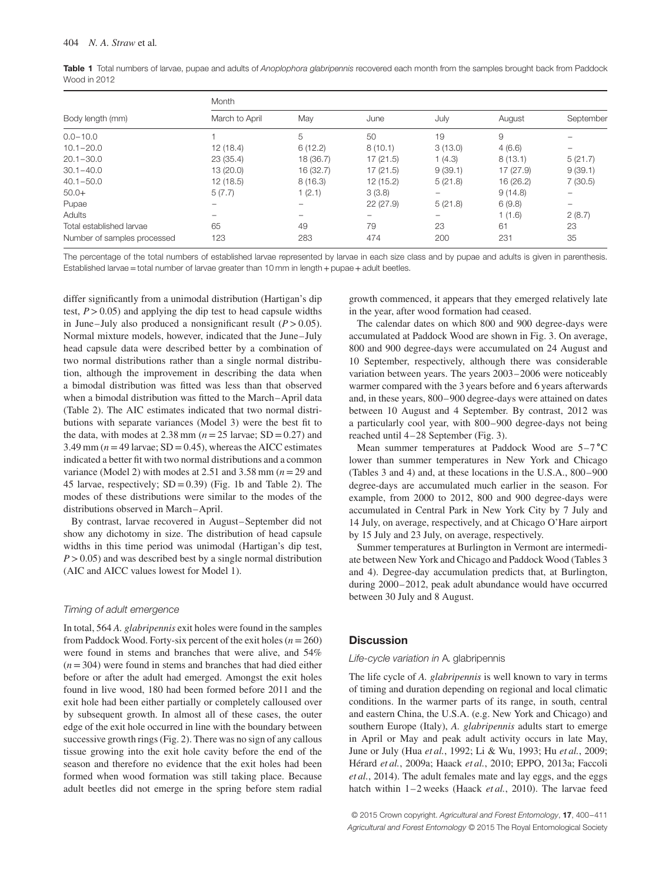**Table 1** Total numbers of larvae, pupae and adults of *Anoplophora glabripennis* recovered each month from the samples brought back from Paddock Wood in 2012

| Body length (mm) | Month | | | | | |
|---|---|---|---|---|---|---|
| | March to April | May | June | July | August | September |
| 0.0–10.0 | 1 | 5 | 50 | 19 | 9 | – |
| 10.1–20.0 | 12 (18.4) | 6 (12.2) | 8 (10.1) | 3 (13.0) | 4 (6.6) | – |
| 20.1–30.0 | 23 (35.4) | 18 (36.7) | 17 (21.5) | 1 (4.3) | 8 (13.1) | 5 (21.7) |
| 30.1–40.0 | 13 (20.0) | 16 (32.7) | 17 (21.5) | 9 (39.1) | 17 (27.9) | 9 (39.1) |
| 40.1–50.0 | 12 (18.5) | 8 (16.3) | 12 (15.2) | 5 (21.8) | 16 (26.2) | 7 (30.5) |
| 50.0+ | 5 (7.7) | 1 (2.1) | 3 (3.8) | – | 9 (14.8) | – |
| Pupae | – | – | 22 (27.9) | 5 (21.8) | 6 (9.8) | – |
| Adults | – | – | – | – | 1 (1.6) | 2 (8.7) |
| Total established larvae | 65 | 49 | 79 | 23 | 61 | 23 |
| Number of samples processed | 123 | 283 | 474 | 200 | 231 | 35 |

The percentage of the total numbers of established larvae represented by larvae in each size class and by pupae and adults is given in parenthesis. Established larvae = total number of larvae greater than 10 mm in length + pupae + adult beetles.

differ significantly from a unimodal distribution (Hartigan's dip test, $P > 0.05$) and applying the dip test to head capsule widths in June–July also produced a nonsignificant result ($P > 0.05$). Normal mixture models, however, indicated that the June–July head capsule data were described better by a combination of two normal distributions rather than a single normal distribution, although the improvement in describing the data when a bimodal distribution was fitted was less than that observed when a bimodal distribution was fitted to the March–April data (Table 2). The AIC estimates indicated that two normal distributions with separate variances (Model 3) were the best fit to the data, with modes at 2.38 mm ($n = 25$ larvae; SD = 0.27) and 3.49 mm ($n = 49$ larvae; SD = 0.45), whereas the AICC estimates indicated a better fit with two normal distributions and a common variance (Model 2) with modes at 2.51 and 3.58 mm ($n = 29$ and 45 larvae, respectively; SD = 0.39) (Fig. 1b and Table 2). The modes of these distributions were similar to the modes of the distributions observed in March–April.

By contrast, larvae recovered in August–September did not show any dichotomy in size. The distribution of head capsule widths in this time period was unimodal (Hartigan's dip test, $P > 0.05$) and was described best by a single normal distribution (AIC and AICC values lowest for Model 1).

### *Timing of adult emergence*

In total, 564 *A. glabripennis* exit holes were found in the samples from Paddock Wood. Forty-six percent of the exit holes ($n = 260$) were found in stems and branches that were alive, and 54% ($n = 304$) were found in stems and branches that had died either before or after the adult had emerged. Amongst the exit holes found in live wood, 180 had been formed before 2011 and the exit hole had been either partially or completely calloused over by subsequent growth. In almost all of these cases, the outer edge of the exit hole occurred in line with the boundary between successive growth rings (Fig. 2). There was no sign of any callous tissue growing into the exit hole cavity before the end of the season and therefore no evidence that the exit holes had been formed when wood formation was still taking place. Because adult beetles did not emerge in the spring before stem radial growth commenced, it appears that they emerged relatively late in the year, after wood formation had ceased.

The calendar dates on which 800 and 900 degree-days were accumulated at Paddock Wood are shown in Fig. 3. On average, 800 and 900 degree-days were accumulated on 24 August and 10 September, respectively, although there was considerable variation between years. The years 2003–2006 were noticeably warmer compared with the 3 years before and 6 years afterwards and, in these years, 800–900 degree-days were attained on dates between 10 August and 4 September. By contrast, 2012 was a particularly cool year, with 800–900 degree-days not being reached until 4–28 September (Fig. 3).

Mean summer temperatures at Paddock Wood are 5–7 °C lower than summer temperatures in New York and Chicago (Tables 3 and 4) and, at these locations in the U.S.A., 800–900 degree-days are accumulated much earlier in the season. For example, from 2000 to 2012, 800 and 900 degree-days were accumulated in Central Park in New York City by 7 July and 14 July, on average, respectively, and at Chicago O'Hare airport by 15 July and 23 July, on average, respectively.

Summer temperatures at Burlington in Vermont are intermediate between New York and Chicago and Paddock Wood (Tables 3 and 4). Degree-day accumulation predicts that, at Burlington, during 2000–2012, peak adult abundance would have occurred between 30 July and 8 August.

## Discussion

### *Life-cycle variation in* A. glabripennis

The life cycle of *A. glabripennis* is well known to vary in terms of timing and duration depending on regional and local climatic conditions. In the warmer parts of its range, in south, central and eastern China, the U.S.A. (e.g. New York and Chicago) and southern Europe (Italy), *A. glabripennis* adults start to emerge in April or May and peak adult activity occurs in late May, June or July (Hua *et al.*, 1992; Li & Wu, 1993; Hu *et al.*, 2009; Hérard *et al.*, 2009a; Haack *et al.*, 2010; EPPO, 2013a; Faccoli *et al.*, 2014). The adult females mate and lay eggs, and the eggs hatch within 1–2 weeks (Haack *et al.*, 2010). The larvae feed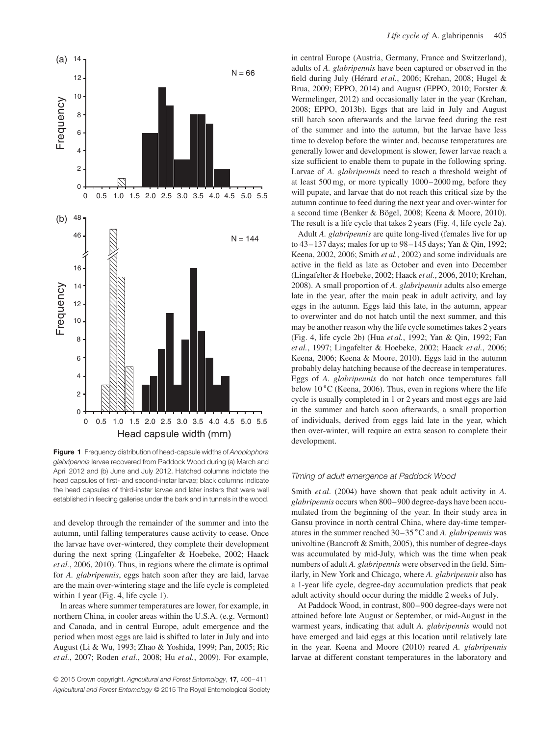**Figure 1** Frequency distribution of head-capsule widths of *Anoplophora glabripennis* larvae recovered from Paddock Wood during (a) March and April 2012 and (b) June and July 2012. Hatched columns indictate the head capsules of first- and second-instar larvae; black columns indicate the head capsules of third-instar larvae and later instars that were well established in feeding galleries under the bark and in tunnels in the wood.

and develop through the remainder of the summer and into the autumn, until falling temperatures cause activity to cease. Once the larvae have over-wintered, they complete their development during the next spring (Lingafelter & Hoebeke, 2002; Haack *et al.*, 2006, 2010). Thus, in regions where the climate is optimal for *A. glabripennis*, eggs hatch soon after they are laid, larvae are the main over-wintering stage and the life cycle is completed within 1 year (Fig. 4, life cycle 1).

In areas where summer temperatures are lower, for example, in northern China, in cooler areas within the U.S.A. (e.g. Vermont) and Canada, and in central Europe, adult emergence and the period when most eggs are laid is shifted to later in July and into August (Li & Wu, 1993; Zhao & Yoshida, 1999; Pan, 2005; Ric *et al.*, 2007; Roden *et al.*, 2008; Hu *et al.*, 2009). For example, in central Europe (Austria, Germany, France and Switzerland), adults of *A. glabripennis* have been captured or observed in the field during July (Hérard *et al.*, 2006; Krehan, 2008; Hugel & Brua, 2009; EPPO, 2014) and August (EPPO, 2010; Forster & Wermelinger, 2012) and occasionally later in the year (Krehan, 2008; EPPO, 2013b). Eggs that are laid in July and August still hatch soon afterwards and the larvae feed during the rest of the summer and into the autumn, but the larvae have less time to develop before the winter and, because temperatures are generally lower and development is slower, fewer larvae reach a size sufficient to enable them to pupate in the following spring. Larvae of *A. glabripennis* need to reach a threshold weight of at least 500 mg, or more typically 1000–2000 mg, before they will pupate, and larvae that do not reach this critical size by the autumn continue to feed during the next year and over-winter for a second time (Benker & Bögel, 2008; Keena & Moore, 2010). The result is a life cycle that takes 2 years (Fig. 4, life cycle 2a).

Adult *A. glabripennis* are quite long-lived (females live for up to 43–137 days; males for up to 98–145 days; Yan & Qin, 1992; Keena, 2002, 2006; Smith *et al.*, 2002) and some individuals are active in the field as late as October and even into December (Lingafelter & Hoebeke, 2002; Haack *et al.*, 2006, 2010; Krehan, 2008). A small proportion of *A. glabripennis* adults also emerge late in the year, after the main peak in adult activity, and lay eggs in the autumn. Eggs laid this late, in the autumn, appear to overwinter and do not hatch until the next summer, and this may be another reason why the life cycle sometimes takes 2 years (Fig. 4, life cycle 2b) (Hua *et al.*, 1992; Yan & Qin, 1992; Fan *et al.*, 1997; Lingafelter & Hoebeke, 2002; Haack *et al.*, 2006; Keena, 2006; Keena & Moore, 2010). Eggs laid in the autumn probably delay hatching because of the decrease in temperatures. Eggs of *A. glabripennis* do not hatch once temperatures fall below 10 °C (Keena, 2006). Thus, even in regions where the life cycle is usually completed in 1 or 2 years and most eggs are laid in the summer and hatch soon afterwards, a small proportion of individuals, derived from eggs laid late in the year, which then over-winter, will require an extra season to complete their development.

### *Timing of adult emergence at Paddock Wood*

Smith *et al*. (2004) have shown that peak adult activity in *A. glabripennis* occurs when 800–900 degree-days have been accumulated from the beginning of the year. In their study area in Gansu province in north central China, where day-time temperatures in the summer reached 30–35 °C and *A. glabripennis* was univoltine (Bancroft & Smith, 2005), this number of degree-days was accumulated by mid-July, which was the time when peak numbers of adult *A. glabripennis* were observed in the field. Similarly, in New York and Chicago, where *A. glabripennis* also has a 1-year life cycle, degree-day accumulation predicts that peak adult activity should occur during the middle 2 weeks of July.

At Paddock Wood, in contrast, 800–900 degree-days were not attained before late August or September, or mid-August in the warmest years, indicating that adult *A. glabripennis* would not have emerged and laid eggs at this location until relatively late in the year. Keena and Moore (2010) reared *A. glabripennis* larvae at different constant temperatures in the laboratory and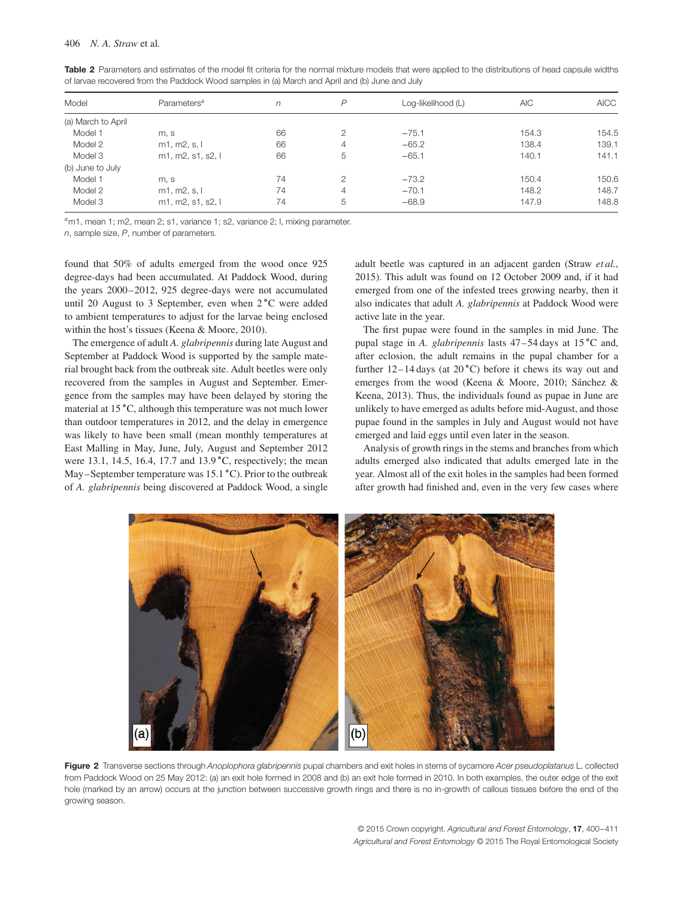**Table 2** Parameters and estimates of the model fit criteria for the normal mixture models that were applied to the distributions of head capsule widths of larvae recovered from the Paddock Wood samples in (a) March and April and (b) June and July

| Model | Parameters[a] | *n* | *P* | Log-likelihood (L) | AIC | AICC |
|---|---|---|---|---|---|---|
| (a) March to April | | | | | | |
| Model 1 | m, s | 66 | 2 | −75.1 | 154.3 | 154.5 |
| Model 2 | m1, m2, s, l | 66 | 4 | −65.2 | 138.4 | 139.1 |
| Model 3 | m1, m2, s1, s2, l | 66 | 5 | −65.1 | 140.1 | 141.1 |
| (b) June to July | | | | | | |
| Model 1 | m, s | 74 | 2 | −73.2 | 150.4 | 150.6 |
| Model 2 | m1, m2, s, l | 74 | 4 | −70.1 | 148.2 | 148.7 |
| Model 3 | m1, m2, s1, s2, l | 74 | 5 | −68.9 | 147.9 | 148.8 |

[a]m1, mean 1; m2, mean 2; s1, variance 1; s2, variance 2; l, mixing parameter.
*n*, sample size, *P*, number of parameters.

found that 50% of adults emerged from the wood once 925 degree-days had been accumulated. At Paddock Wood, during the years 2000–2012, 925 degree-days were not accumulated until 20 August to 3 September, even when 2 °C were added to ambient temperatures to adjust for the larvae being enclosed within the host's tissues (Keena & Moore, 2010).

The emergence of adult *A. glabripennis* during late August and September at Paddock Wood is supported by the sample material brought back from the outbreak site. Adult beetles were only recovered from the samples in August and September. Emergence from the samples may have been delayed by storing the material at 15 °C, although this temperature was not much lower than outdoor temperatures in 2012, and the delay in emergence was likely to have been small (mean monthly temperatures at East Malling in May, June, July, August and September 2012 were 13.1, 14.5, 16.4, 17.7 and 13.9 °C, respectively; the mean May–September temperature was 15.1 °C). Prior to the outbreak of *A. glabripennis* being discovered at Paddock Wood, a single adult beetle was captured in an adjacent garden (Straw *et al.*, 2015). This adult was found on 12 October 2009 and, if it had emerged from one of the infested trees growing nearby, then it also indicates that adult *A. glabripennis* at Paddock Wood were active late in the year.

The first pupae were found in the samples in mid June. The pupal stage in *A. glabripennis* lasts 47–54 days at 15 °C and, after eclosion, the adult remains in the pupal chamber for a further 12–14 days (at 20 °C) before it chews its way out and emerges from the wood (Keena & Moore, 2010; Sánchez & Keena, 2013). Thus, the individuals found as pupae in June are unlikely to have emerged as adults before mid-August, and those pupae found in the samples in July and August would not have emerged and laid eggs until even later in the season.

Analysis of growth rings in the stems and branches from which adults emerged also indicated that adults emerged late in the year. Almost all of the exit holes in the samples had been formed after growth had finished and, even in the very few cases where

**Figure 2** Transverse sections through *Anoplophora glabripennis* pupal chambers and exit holes in stems of sycamore *Acer pseudoplatanus* L. collected from Paddock Wood on 25 May 2012: (a) an exit hole formed in 2008 and (b) an exit hole formed in 2010. In both examples, the outer edge of the exit hole (marked by an arrow) occurs at the junction between successive growth rings and there is no in-growth of callous tissues before the end of the growing season.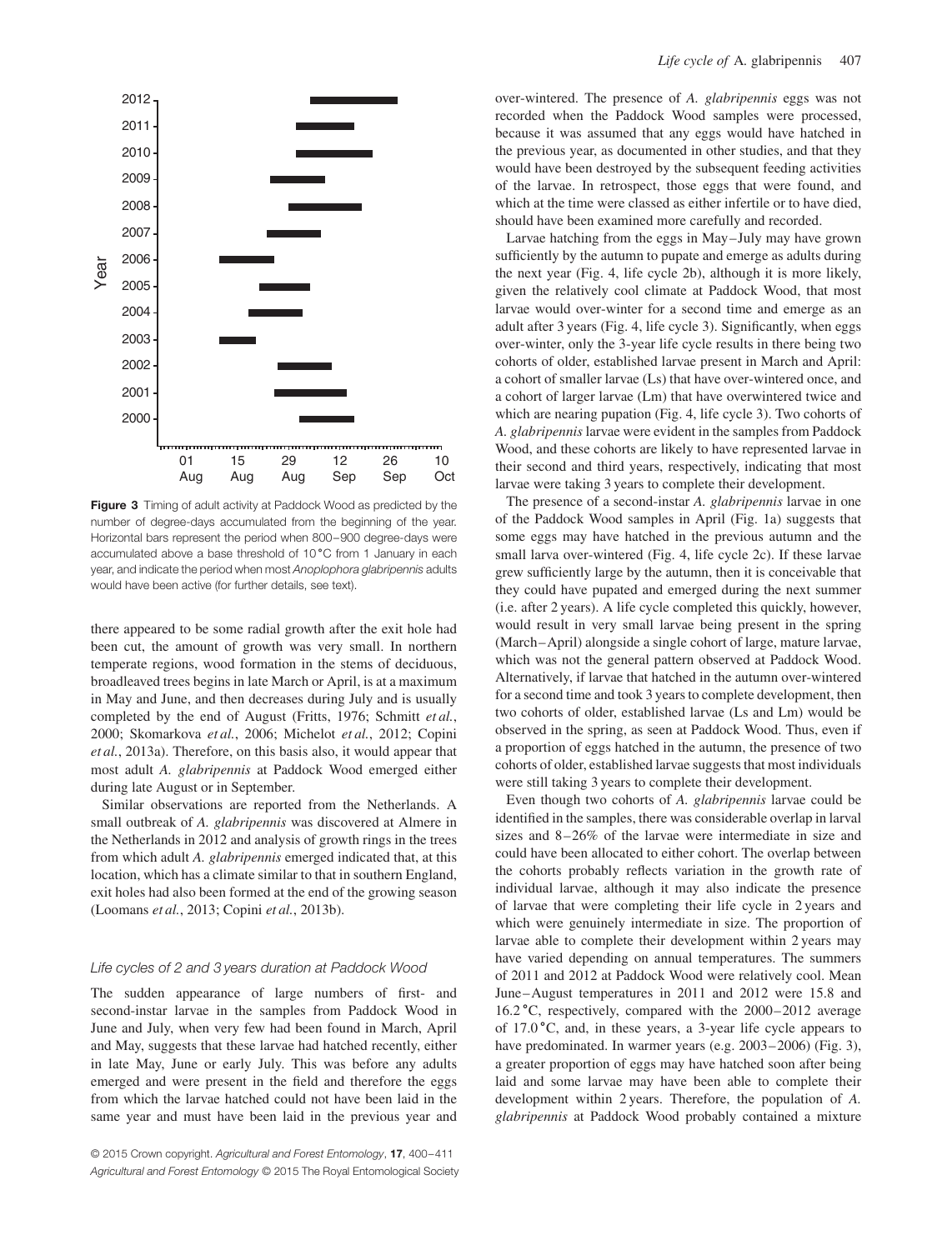**Figure 3** Timing of adult activity at Paddock Wood as predicted by the number of degree-days accumulated from the beginning of the year. Horizontal bars represent the period when 800–900 degree-days were accumulated above a base threshold of 10 °C from 1 January in each year, and indicate the period when most *Anoplophora glabripennis* adults would have been active (for further details, see text).

there appeared to be some radial growth after the exit hole had been cut, the amount of growth was very small. In northern temperate regions, wood formation in the stems of deciduous, broadleaved trees begins in late March or April, is at a maximum in May and June, and then decreases during July and is usually completed by the end of August (Fritts, 1976; Schmitt *et al.*, 2000; Skomarkova *et al.*, 2006; Michelot *et al.*, 2012; Copini *et al.*, 2013a). Therefore, on this basis also, it would appear that most adult *A. glabripennis* at Paddock Wood emerged either during late August or in September.

Similar observations are reported from the Netherlands. A small outbreak of *A. glabripennis* was discovered at Almere in the Netherlands in 2012 and analysis of growth rings in the trees from which adult *A. glabripennis* emerged indicated that, at this location, which has a climate similar to that in southern England, exit holes had also been formed at the end of the growing season (Loomans *et al.*, 2013; Copini *et al.*, 2013b).

### *Life cycles of 2 and 3 years duration at Paddock Wood*

The sudden appearance of large numbers of first- and second-instar larvae in the samples from Paddock Wood in June and July, when very few had been found in March, April and May, suggests that these larvae had hatched recently, either in late May, June or early July. This was before any adults emerged and were present in the field and therefore the eggs from which the larvae hatched could not have been laid in the same year and must have been laid in the previous year and over-wintered. The presence of *A. glabripennis* eggs was not recorded when the Paddock Wood samples were processed, because it was assumed that any eggs would have hatched in the previous year, as documented in other studies, and that they would have been destroyed by the subsequent feeding activities of the larvae. In retrospect, those eggs that were found, and which at the time were classed as either infertile or to have died, should have been examined more carefully and recorded.

Larvae hatching from the eggs in May–July may have grown sufficiently by the autumn to pupate and emerge as adults during the next year (Fig. 4, life cycle 2b), although it is more likely, given the relatively cool climate at Paddock Wood, that most larvae would over-winter for a second time and emerge as an adult after 3 years (Fig. 4, life cycle 3). Significantly, when eggs over-winter, only the 3-year life cycle results in there being two cohorts of older, established larvae present in March and April: a cohort of smaller larvae (Ls) that have over-wintered once, and a cohort of larger larvae (Lm) that have overwintered twice and which are nearing pupation (Fig. 4, life cycle 3). Two cohorts of *A. glabripennis* larvae were evident in the samples from Paddock Wood, and these cohorts are likely to have represented larvae in their second and third years, respectively, indicating that most larvae were taking 3 years to complete their development.

The presence of a second-instar *A. glabripennis* larvae in one of the Paddock Wood samples in April (Fig. 1a) suggests that some eggs may have hatched in the previous autumn and the small larva over-wintered (Fig. 4, life cycle 2c). If these larvae grew sufficiently large by the autumn, then it is conceivable that they could have pupated and emerged during the next summer (i.e. after 2 years). A life cycle completed this quickly, however, would result in very small larvae being present in the spring (March–April) alongside a single cohort of large, mature larvae, which was not the general pattern observed at Paddock Wood. Alternatively, if larvae that hatched in the autumn over-wintered for a second time and took 3 years to complete development, then two cohorts of older, established larvae (Ls and Lm) would be observed in the spring, as seen at Paddock Wood. Thus, even if a proportion of eggs hatched in the autumn, the presence of two cohorts of older, established larvae suggests that most individuals were still taking 3 years to complete their development.

Even though two cohorts of *A. glabripennis* larvae could be identified in the samples, there was considerable overlap in larval sizes and 8–26% of the larvae were intermediate in size and could have been allocated to either cohort. The overlap between the cohorts probably reflects variation in the growth rate of individual larvae, although it may also indicate the presence of larvae that were completing their life cycle in 2 years and which were genuinely intermediate in size. The proportion of larvae able to complete their development within 2 years may have varied depending on annual temperatures. The summers of 2011 and 2012 at Paddock Wood were relatively cool. Mean June–August temperatures in 2011 and 2012 were 15.8 and 16.2 °C, respectively, compared with the 2000–2012 average of 17.0 °C, and, in these years, a 3-year life cycle appears to have predominated. In warmer years (e.g. 2003–2006) (Fig. 3), a greater proportion of eggs may have hatched soon after being laid and some larvae may have been able to complete their development within 2 years. Therefore, the population of *A. glabripennis* at Paddock Wood probably contained a mixture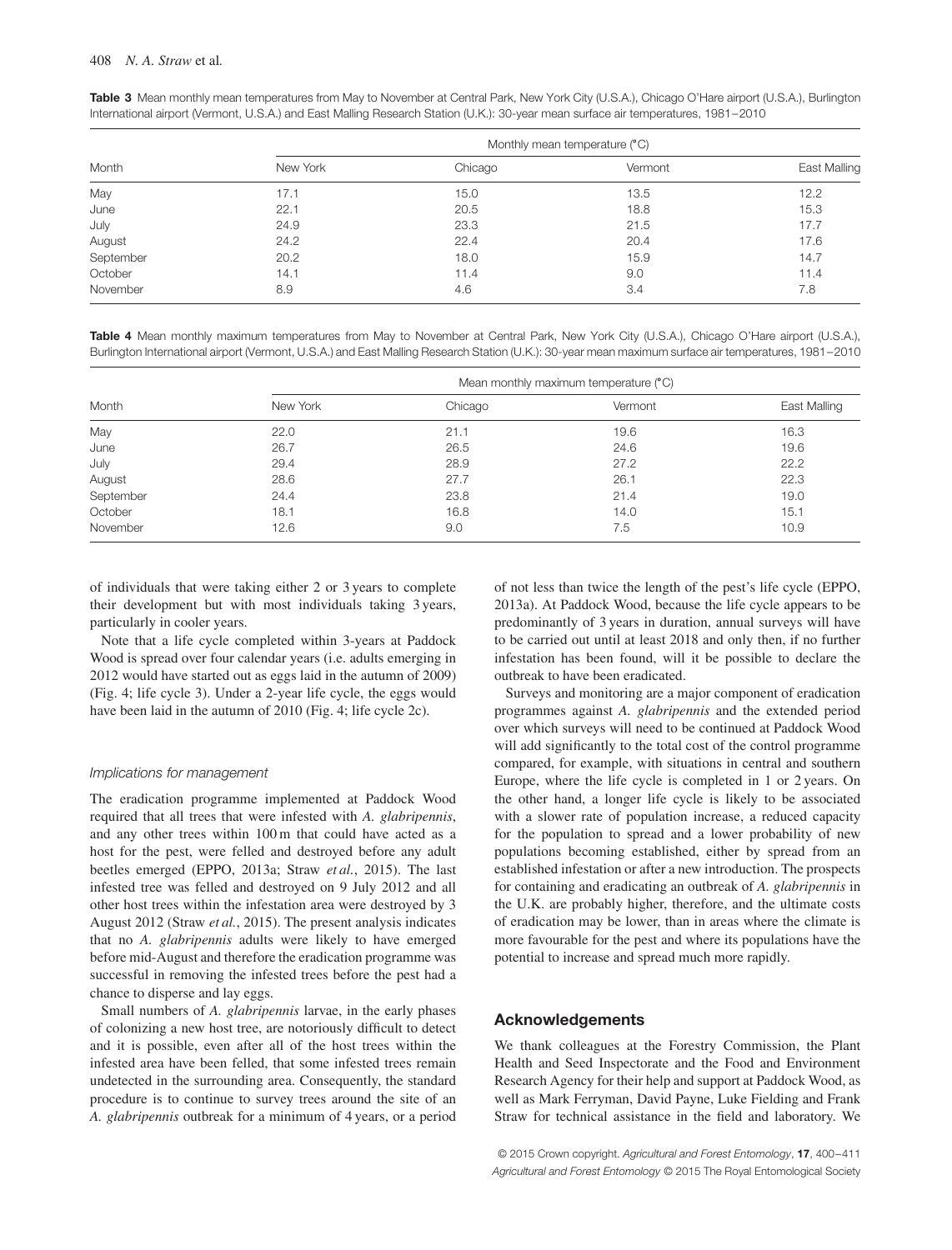**Table 3** Mean monthly mean temperatures from May to November at Central Park, New York City (U.S.A.), Chicago O'Hare airport (U.S.A.), Burlington International airport (Vermont, U.S.A.) and East Malling Research Station (U.K.): 30-year mean surface air temperatures, 1981–2010

| Month | Monthly mean temperature (°C) | | | |
|---|---|---|---|---|
| | New York | Chicago | Vermont | East Malling |
| May | 17.1 | 15.0 | 13.5 | 12.2 |
| June | 22.1 | 20.5 | 18.8 | 15.3 |
| July | 24.9 | 23.3 | 21.5 | 17.7 |
| August | 24.2 | 22.4 | 20.4 | 17.6 |
| September | 20.2 | 18.0 | 15.9 | 14.7 |
| October | 14.1 | 11.4 | 9.0 | 11.4 |
| November | 8.9 | 4.6 | 3.4 | 7.8 |

**Table 4** Mean monthly maximum temperatures from May to November at Central Park, New York City (U.S.A.), Chicago O'Hare airport (U.S.A.), Burlington International airport (Vermont, U.S.A.) and East Malling Research Station (U.K.): 30-year mean maximum surface air temperatures, 1981–2010

| Month | Mean monthly maximum temperature (°C) | | | |
|---|---|---|---|---|
| | New York | Chicago | Vermont | East Malling |
| May | 22.0 | 21.1 | 19.6 | 16.3 |
| June | 26.7 | 26.5 | 24.6 | 19.6 |
| July | 29.4 | 28.9 | 27.2 | 22.2 |
| August | 28.6 | 27.7 | 26.1 | 22.3 |
| September | 24.4 | 23.8 | 21.4 | 19.0 |
| October | 18.1 | 16.8 | 14.0 | 15.1 |
| November | 12.6 | 9.0 | 7.5 | 10.9 |

of individuals that were taking either 2 or 3 years to complete their development but with most individuals taking 3 years, particularly in cooler years.

Note that a life cycle completed within 3-years at Paddock Wood is spread over four calendar years (i.e. adults emerging in 2012 would have started out as eggs laid in the autumn of 2009) (Fig. 4; life cycle 3). Under a 2-year life cycle, the eggs would have been laid in the autumn of 2010 (Fig. 4; life cycle 2c).

### *Implications for management*

The eradication programme implemented at Paddock Wood required that all trees that were infested with *A. glabripennis*, and any other trees within 100 m that could have acted as a host for the pest, were felled and destroyed before any adult beetles emerged (EPPO, 2013a; Straw *et al.*, 2015). The last infested tree was felled and destroyed on 9 July 2012 and all other host trees within the infestation area were destroyed by 3 August 2012 (Straw *et al.*, 2015). The present analysis indicates that no *A. glabripennis* adults were likely to have emerged before mid-August and therefore the eradication programme was successful in removing the infested trees before the pest had a chance to disperse and lay eggs.

Small numbers of *A. glabripennis* larvae, in the early phases of colonizing a new host tree, are notoriously difficult to detect and it is possible, even after all of the host trees within the infested area have been felled, that some infested trees remain undetected in the surrounding area. Consequently, the standard procedure is to continue to survey trees around the site of an *A. glabripennis* outbreak for a minimum of 4 years, or a period of not less than twice the length of the pest's life cycle (EPPO, 2013a). At Paddock Wood, because the life cycle appears to be predominantly of 3 years in duration, annual surveys will have to be carried out until at least 2018 and only then, if no further infestation has been found, will it be possible to declare the outbreak to have been eradicated.

Surveys and monitoring are a major component of eradication programmes against *A. glabripennis* and the extended period over which surveys will need to be continued at Paddock Wood will add significantly to the total cost of the control programme compared, for example, with situations in central and southern Europe, where the life cycle is completed in 1 or 2 years. On the other hand, a longer life cycle is likely to be associated with a slower rate of population increase, a reduced capacity for the population to spread and a lower probability of new populations becoming established, either by spread from an established infestation or after a new introduction. The prospects for containing and eradicating an outbreak of *A. glabripennis* in the U.K. are probably higher, therefore, and the ultimate costs of eradication may be lower, than in areas where the climate is more favourable for the pest and where its populations have the potential to increase and spread much more rapidly.

## Acknowledgements

We thank colleagues at the Forestry Commission, the Plant Health and Seed Inspectorate and the Food and Environment Research Agency for their help and support at Paddock Wood, as well as Mark Ferryman, David Payne, Luke Fielding and Frank Straw for technical assistance in the field and laboratory. We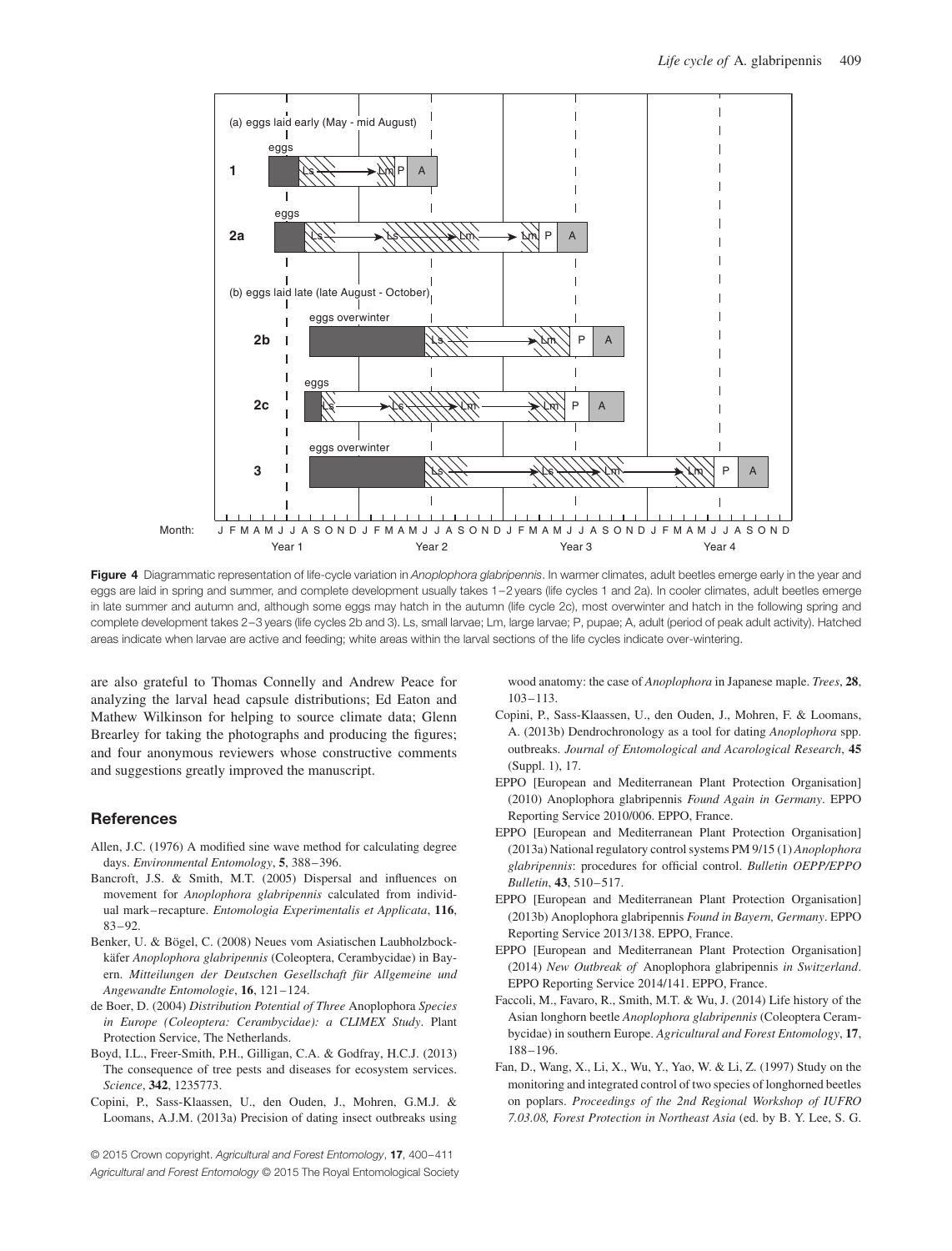**Figure 4** Diagrammatic representation of life-cycle variation in *Anoplophora glabripennis*. In warmer climates, adult beetles emerge early in the year and eggs are laid in spring and summer, and complete development usually takes 1–2 years (life cycles 1 and 2a). In cooler climates, adult beetles emerge in late summer and autumn and, although some eggs may hatch in the autumn (life cycle 2c), most overwinter and hatch in the following spring and complete development takes 2–3 years (life cycles 2b and 3). Ls, small larvae; Lm, large larvae; P, pupae; A, adult (period of peak adult activity). Hatched areas indicate when larvae are active and feeding; white areas within the larval sections of the life cycles indicate over-wintering.

are also grateful to Thomas Connelly and Andrew Peace for analyzing the larval head capsule distributions; Ed Eaton and Mathew Wilkinson for helping to source climate data; Glenn Brearley for taking the photographs and producing the figures; and four anonymous reviewers whose constructive comments and suggestions greatly improved the manuscript.

## References

Allen, J.C. (1976) A modified sine wave method for calculating degree days. *Environmental Entomology*, **5**, 388–396.

Bancroft, J.S. & Smith, M.T. (2005) Dispersal and influences on movement for *Anoplophora glabripennis* calculated from individual mark–recapture. *Entomologia Experimentalis et Applicata*, **116**, 83–92.

Benker, U. & Bögel, C. (2008) Neues vom Asiatischen Laubholzbockkäfer *Anoplophora glabripennis* (Coleoptera, Cerambycidae) in Bayern. *Mitteilungen der Deutschen Gesellschaft für Allgemeine und Angewandte Entomologie*, **16**, 121–124.

de Boer, D. (2004) *Distribution Potential of Three* Anoplophora *Species in Europe (Coleoptera: Cerambycidae): a CLIMEX Study*. Plant Protection Service, The Netherlands.

Boyd, I.L., Freer-Smith, P.H., Gilligan, C.A. & Godfray, H.C.J. (2013) The consequence of tree pests and diseases for ecosystem services. *Science*, **342**, 1235773.

Copini, P., Sass-Klaassen, U., den Ouden, J., Mohren, G.M.J. & Loomans, A.J.M. (2013a) Precision of dating insect outbreaks using wood anatomy: the case of *Anoplophora* in Japanese maple. *Trees*, **28**, 103–113.

Copini, P., Sass-Klaassen, U., den Ouden, J., Mohren, F. & Loomans, A. (2013b) Dendrochronology as a tool for dating *Anoplophora* spp. outbreaks. *Journal of Entomological and Acarological Research*, **45** (Suppl. 1), 17.

EPPO [European and Mediterranean Plant Protection Organisation] (2010) Anoplophora glabripennis *Found Again in Germany*. EPPO Reporting Service 2010/006. EPPO, France.

EPPO [European and Mediterranean Plant Protection Organisation] (2013a) National regulatory control systems PM 9/15 (1) *Anoplophora glabripennis*: procedures for official control. *Bulletin OEPP/EPPO Bulletin*, **43**, 510–517.

EPPO [European and Mediterranean Plant Protection Organisation] (2013b) Anoplophora glabripennis *Found in Bayern, Germany*. EPPO Reporting Service 2013/138. EPPO, France.

EPPO [European and Mediterranean Plant Protection Organisation] (2014) *New Outbreak of* Anoplophora glabripennis *in Switzerland*. EPPO Reporting Service 2014/141. EPPO, France.

Faccoli, M., Favaro, R., Smith, M.T. & Wu, J. (2014) Life history of the Asian longhorn beetle *Anoplophora glabripennis* (Coleoptera Cerambycidae) in southern Europe. *Agricultural and Forest Entomology*, **17**, 188–196.

Fan, D., Wang, X., Li, X., Wu, Y., Yao, W. & Li, Z. (1997) Study on the monitoring and integrated control of two species of longhorned beetles on poplars. *Proceedings of the 2nd Regional Workshop of IUFRO 7.03.08, Forest Protection in Northeast Asia* (ed. by B. Y. Lee, S. G.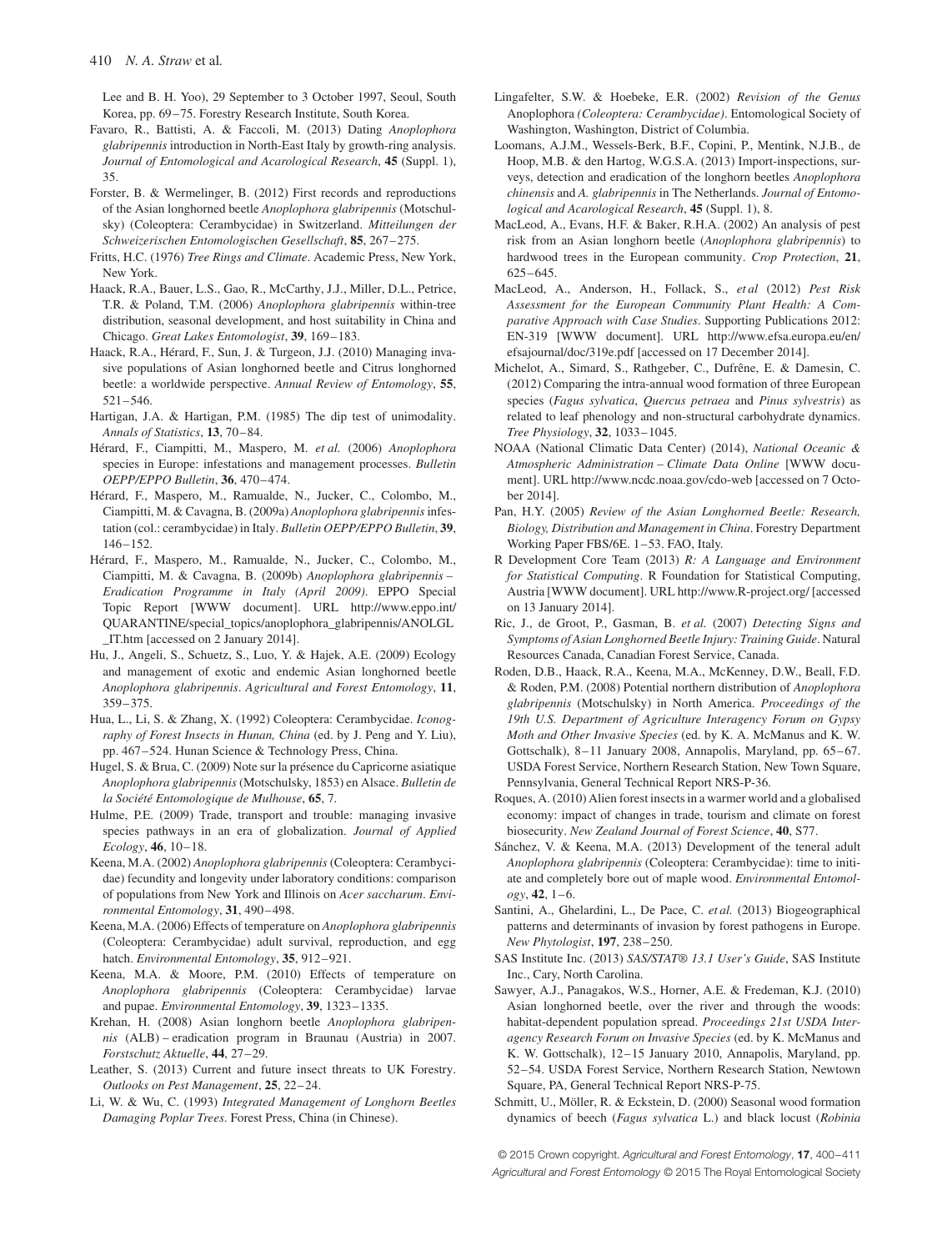Lee and B. H. Yoo), 29 September to 3 October 1997, Seoul, South Korea, pp. 69–75. Forestry Research Institute, South Korea.

Favaro, R., Battisti, A. & Faccoli, M. (2013) Dating *Anoplophora glabripennis* introduction in North-East Italy by growth-ring analysis. *Journal of Entomological and Acarological Research*, **45** (Suppl. 1), 35.

Forster, B. & Wermelinger, B. (2012) First records and reproductions of the Asian longhorned beetle *Anoplophora glabripennis* (Motschulsky) (Coleoptera: Cerambycidae) in Switzerland. *Mitteilungen der Schweizerischen Entomologischen Gesellschaft*, **85**, 267–275.

Fritts, H.C. (1976) *Tree Rings and Climate*. Academic Press, New York, New York.

Haack, R.A., Bauer, L.S., Gao, R., McCarthy, J.J., Miller, D.L., Petrice, T.R. & Poland, T.M. (2006) *Anoplophora glabripennis* within-tree distribution, seasonal development, and host suitability in China and Chicago. *Great Lakes Entomologist*, **39**, 169–183.

Haack, R.A., Hérard, F., Sun, J. & Turgeon, J.J. (2010) Managing invasive populations of Asian longhorned beetle and Citrus longhorned beetle: a worldwide perspective. *Annual Review of Entomology*, **55**, 521–546.

Hartigan, J.A. & Hartigan, P.M. (1985) The dip test of unimodality. *Annals of Statistics*, **13**, 70–84.

Hérard, F., Ciampitti, M., Maspero, M. *et al.* (2006) *Anoplophora* species in Europe: infestations and management processes. *Bulletin OEPP/EPPO Bulletin*, **36**, 470–474.

Hérard, F., Maspero, M., Ramualde, N., Jucker, C., Colombo, M., Ciampitti, M. & Cavagna, B. (2009a) *Anoplophora glabripennis* infestation (col.: cerambycidae) in Italy. *Bulletin OEPP/EPPO Bulletin*, **39**, 146–152.

Hérard, F., Maspero, M., Ramualde, N., Jucker, C., Colombo, M., Ciampitti, M. & Cavagna, B. (2009b) *Anoplophora glabripennis – Eradication Programme in Italy (April 2009)*. EPPO Special Topic Report [WWW document]. URL http://www.eppo.int/QUARANTINE/special_topics/anoplophora_glabripennis/ANOLGL_IT.htm [accessed on 2 January 2014].

Hu, J., Angeli, S., Schuetz, S., Luo, Y. & Hajek, A.E. (2009) Ecology and management of exotic and endemic Asian longhorned beetle *Anoplophora glabripennis*. *Agricultural and Forest Entomology*, **11**, 359–375.

Hua, L., Li, S. & Zhang, X. (1992) Coleoptera: Cerambycidae. *Iconography of Forest Insects in Hunan, China* (ed. by J. Peng and Y. Liu), pp. 467–524. Hunan Science & Technology Press, China.

Hugel, S. & Brua, C. (2009) Note sur la présence du Capricorne asiatique *Anoplophora glabripennis* (Motschulsky, 1853) en Alsace. *Bulletin de la Société Entomologique de Mulhouse*, **65**, 7.

Hulme, P.E. (2009) Trade, transport and trouble: managing invasive species pathways in an era of globalization. *Journal of Applied Ecology*, **46**, 10–18.

Keena, M.A. (2002) *Anoplophora glabripennis* (Coleoptera: Cerambycidae) fecundity and longevity under laboratory conditions: comparison of populations from New York and Illinois on *Acer saccharum*. *Environmental Entomology*, **31**, 490–498.

Keena, M.A. (2006) Effects of temperature on *Anoplophora glabripennis* (Coleoptera: Cerambycidae) adult survival, reproduction, and egg hatch. *Environmental Entomology*, **35**, 912–921.

Keena, M.A. & Moore, P.M. (2010) Effects of temperature on *Anoplophora glabripennis* (Coleoptera: Cerambycidae) larvae and pupae. *Environmental Entomology*, **39**, 1323–1335.

Krehan, H. (2008) Asian longhorn beetle *Anoplophora glabripennis* (ALB) – eradication program in Braunau (Austria) in 2007. *Forstschutz Aktuelle*, **44**, 27–29.

Leather, S. (2013) Current and future insect threats to UK Forestry. *Outlooks on Pest Management*, **25**, 22–24.

Li, W. & Wu, C. (1993) *Integrated Management of Longhorn Beetles Damaging Poplar Trees*. Forest Press, China (in Chinese).

Lingafelter, S.W. & Hoebeke, E.R. (2002) *Revision of the Genus* Anoplophora *(Coleoptera: Cerambycidae)*. Entomological Society of Washington, Washington, District of Columbia.

Loomans, A.J.M., Wessels-Berk, B.F., Copini, P., Mentink, N.J.B., de Hoop, M.B. & den Hartog, W.G.S.A. (2013) Import-inspections, surveys, detection and eradication of the longhorn beetles *Anoplophora chinensis* and *A. glabripennis* in The Netherlands. *Journal of Entomological and Acarological Research*, **45** (Suppl. 1), 8.

MacLeod, A., Evans, H.F. & Baker, R.H.A. (2002) An analysis of pest risk from an Asian longhorn beetle (*Anoplophora glabripennis*) to hardwood trees in the European community. *Crop Protection*, **21**, 625–645.

MacLeod, A., Anderson, H., Follack, S., *et al* (2012) *Pest Risk Assessment for the European Community Plant Health: A Comparative Approach with Case Studies*. Supporting Publications 2012: EN-319 [WWW document]. URL http://www.efsa.europa.eu/en/efsajournal/doc/319e.pdf [accessed on 17 December 2014].

Michelot, A., Simard, S., Rathgeber, C., Dufrêne, E. & Damesin, C. (2012) Comparing the intra-annual wood formation of three European species (*Fagus sylvatica*, *Quercus petraea* and *Pinus sylvestris*) as related to leaf phenology and non-structural carbohydrate dynamics. *Tree Physiology*, **32**, 1033–1045.

NOAA (National Climatic Data Center) (2014), *National Oceanic & Atmospheric Administration – Climate Data Online* [WWW document]. URL http://www.ncdc.noaa.gov/cdo-web [accessed on 7 October 2014].

Pan, H.Y. (2005) *Review of the Asian Longhorned Beetle: Research, Biology, Distribution and Management in China*. Forestry Department Working Paper FBS/6E. 1–53. FAO, Italy.

R Development Core Team (2013) *R: A Language and Environment for Statistical Computing*. R Foundation for Statistical Computing, Austria [WWW document]. URL http://www.R-project.org/ [accessed on 13 January 2014].

Ric, J., de Groot, P., Gasman, B. *et al.* (2007) *Detecting Signs and Symptoms of Asian Longhorned Beetle Injury: Training Guide*. Natural Resources Canada, Canadian Forest Service, Canada.

Roden, D.B., Haack, R.A., Keena, M.A., McKenney, D.W., Beall, F.D. & Roden, P.M. (2008) Potential northern distribution of *Anoplophora glabripennis* (Motschulsky) in North America. *Proceedings of the 19th U.S. Department of Agriculture Interagency Forum on Gypsy Moth and Other Invasive Species* (ed. by K. A. McManus and K. W. Gottschalk), 8–11 January 2008, Annapolis, Maryland, pp. 65–67. USDA Forest Service, Northern Research Station, New Town Square, Pennsylvania, General Technical Report NRS-P-36.

Roques, A. (2010) Alien forest insects in a warmer world and a globalised economy: impact of changes in trade, tourism and climate on forest biosecurity. *New Zealand Journal of Forest Science*, **40**, S77.

Sánchez, V. & Keena, M.A. (2013) Development of the teneral adult *Anoplophora glabripennis* (Coleoptera: Cerambycidae): time to initiate and completely bore out of maple wood. *Environmental Entomology*, **42**, 1–6.

Santini, A., Ghelardini, L., De Pace, C. *et al.* (2013) Biogeographical patterns and determinants of invasion by forest pathogens in Europe. *New Phytologist*, **197**, 238–250.

SAS Institute Inc. (2013) *SAS/STAT® 13.1 User's Guide*, SAS Institute Inc., Cary, North Carolina.

Sawyer, A.J., Panagakos, W.S., Horner, A.E. & Fredeman, K.J. (2010) Asian longhorned beetle, over the river and through the woods: habitat-dependent population spread. *Proceedings 21st USDA Interagency Research Forum on Invasive Species* (ed. by K. McManus and K. W. Gottschalk), 12–15 January 2010, Annapolis, Maryland, pp. 52–54. USDA Forest Service, Northern Research Station, Newtown Square, PA, General Technical Report NRS-P-75.

Schmitt, U., Möller, R. & Eckstein, D. (2000) Seasonal wood formation dynamics of beech (*Fagus sylvatica* L.) and black locust (*Robinia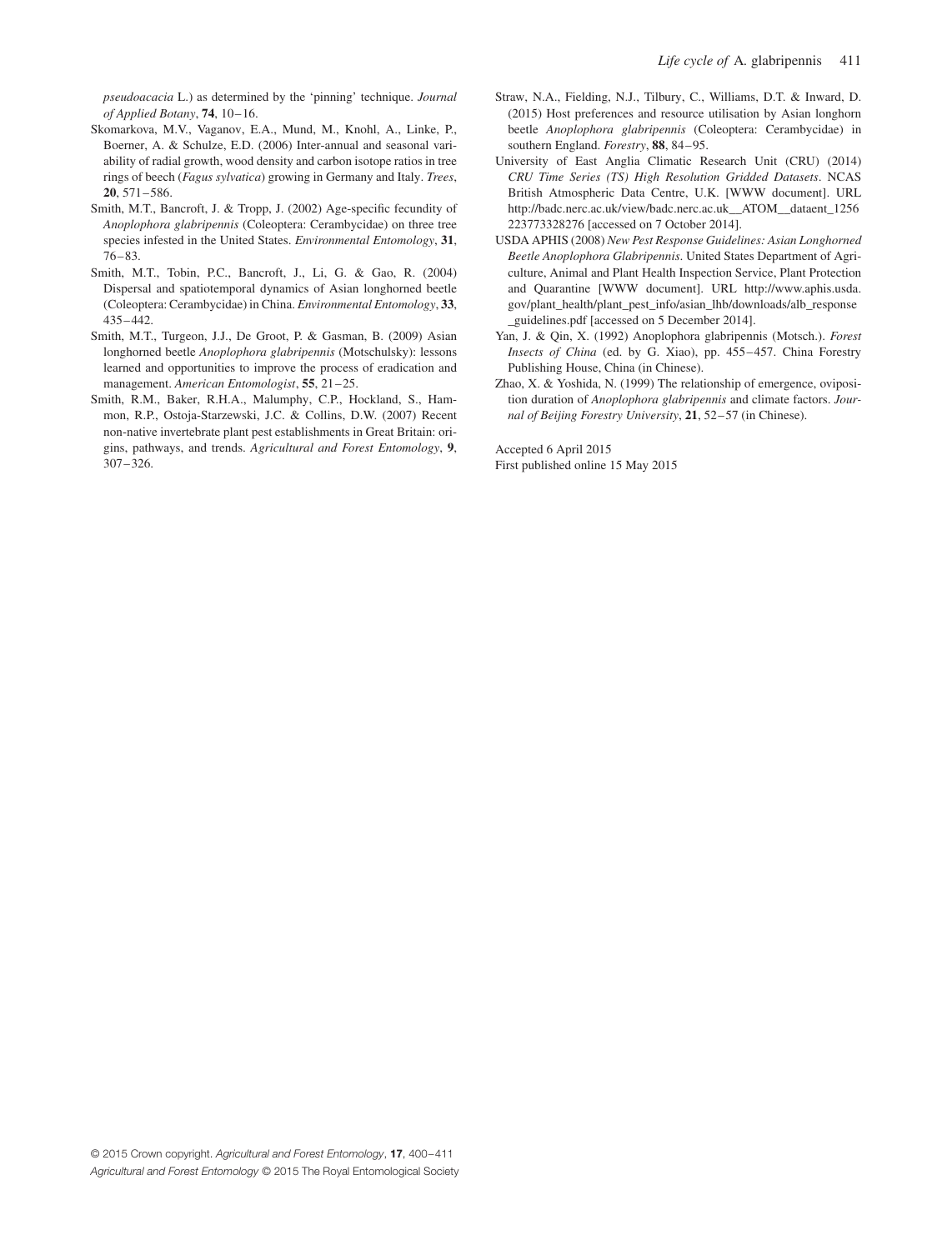*pseudoacacia* L.) as determined by the 'pinning' technique. *Journal of Applied Botany*, **74**, 10–16.

Skomarkova, M.V., Vaganov, E.A., Mund, M., Knohl, A., Linke, P., Boerner, A. & Schulze, E.D. (2006) Inter-annual and seasonal variability of radial growth, wood density and carbon isotope ratios in tree rings of beech (*Fagus sylvatica*) growing in Germany and Italy. *Trees*, **20**, 571–586.

Smith, M.T., Bancroft, J. & Tropp, J. (2002) Age-specific fecundity of *Anoplophora glabripennis* (Coleoptera: Cerambycidae) on three tree species infested in the United States. *Environmental Entomology*, **31**, 76–83.

Smith, M.T., Tobin, P.C., Bancroft, J., Li, G. & Gao, R. (2004) Dispersal and spatiotemporal dynamics of Asian longhorned beetle (Coleoptera: Cerambycidae) in China. *Environmental Entomology*, **33**, 435–442.

Smith, M.T., Turgeon, J.J., De Groot, P. & Gasman, B. (2009) Asian longhorned beetle *Anoplophora glabripennis* (Motschulsky): lessons learned and opportunities to improve the process of eradication and management. *American Entomologist*, **55**, 21–25.

Smith, R.M., Baker, R.H.A., Malumphy, C.P., Hockland, S., Hammon, R.P., Ostoja-Starzewski, J.C. & Collins, D.W. (2007) Recent non-native invertebrate plant pest establishments in Great Britain: origins, pathways, and trends. *Agricultural and Forest Entomology*, **9**, 307–326.

Straw, N.A., Fielding, N.J., Tilbury, C., Williams, D.T. & Inward, D. (2015) Host preferences and resource utilisation by Asian longhorn beetle *Anoplophora glabripennis* (Coleoptera: Cerambycidae) in southern England. *Forestry*, **88**, 84–95.

University of East Anglia Climatic Research Unit (CRU) (2014) *CRU Time Series (TS) High Resolution Gridded Datasets*. NCAS British Atmospheric Data Centre, U.K. [WWW document]. URL http://badc.nerc.ac.uk/view/badc.nerc.ac.uk__ATOM__dataent_1256223773328276 [accessed on 7 October 2014].

USDA APHIS (2008) *New Pest Response Guidelines: Asian Longhorned Beetle Anoplophora Glabripennis*. United States Department of Agriculture, Animal and Plant Health Inspection Service, Plant Protection and Quarantine [WWW document]. URL http://www.aphis.usda.gov/plant_health/plant_pest_info/asian_lhb/downloads/alb_response_guidelines.pdf [accessed on 5 December 2014].

Yan, J. & Qin, X. (1992) Anoplophora glabripennis (Motsch.). *Forest Insects of China* (ed. by G. Xiao), pp. 455–457. China Forestry Publishing House, China (in Chinese).

Zhao, X. & Yoshida, N. (1999) The relationship of emergence, oviposition duration of *Anoplophora glabripennis* and climate factors. *Journal of Beijing Forestry University*, **21**, 52–57 (in Chinese).

Accepted 6 April 2015
First published online 15 May 2015